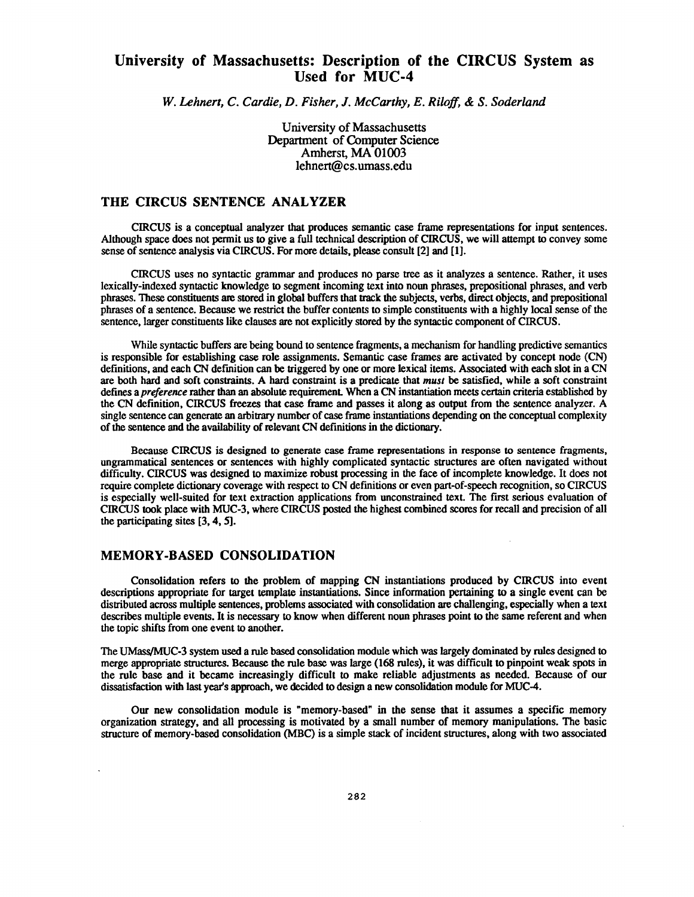# University of Massachusetts: Description of the CIRCUS System as Used for MUC-4

*W. Lehnert, C. Cardie, D. Fisher, J. McCarthy, E. Riloff, & S. Soderland*

University of Massachusetts
Department of Computer Science
Amherst, MA 01003
lehnert@cs.umass.edu

## THE CIRCUS SENTENCE ANALYZER

CIRCUS is a conceptual analyzer that produces semantic case frame representations for input sentences. Although space does not permit us to give a full technical description of CIRCUS, we will attempt to convey some sense of sentence analysis via CIRCUS. For more details, please consult [2] and [1].

CIRCUS uses no syntactic grammar and produces no parse tree as it analyzes a sentence. Rather, it uses lexically-indexed syntactic knowledge to segment incoming text into noun phrases, prepositional phrases, and verb phrases. These constituents are stored in global buffers that track the subjects, verbs, direct objects, and prepositional phrases of a sentence. Because we restrict the buffer contents to simple constituents with a highly local sense of the sentence, larger constituents like clauses are not explicitly stored by the syntactic component of CIRCUS.

While syntactic buffers are being bound to sentence fragments, a mechanism for handling predictive semantics is responsible for establishing case role assignments. Semantic case frames are activated by concept node (CN) definitions, and each CN definition can be triggered by one or more lexical items. Associated with each slot in a CN are both hard and soft constraints. A hard constraint is a predicate that *must* be satisfied, while a soft constraint defines a *preference* rather than an absolute requirement. When a CN instantiation meets certain criteria established by the CN definition, CIRCUS freezes that case frame and passes it along as output from the sentence analyzer. A single sentence can generate an arbitrary number of case frame instantiations depending on the conceptual complexity of the sentence and the availability of relevant CN definitions in the dictionary.

Because CIRCUS is designed to generate case frame representations in response to sentence fragments, ungrammatical sentences or sentences with highly complicated syntactic structures are often navigated without difficulty. CIRCUS was designed to maximize robust processing in the face of incomplete knowledge. It does not require complete dictionary coverage with respect to CN definitions or even part-of-speech recognition, so CIRCUS is especially well-suited for text extraction applications from unconstrained text. The first serious evaluation of CIRCUS took place with MUC-3, where CIRCUS posted the highest combined scores for recall and precision of all the participating sites [3, 4, 5].

## MEMORY-BASED CONSOLIDATION

Consolidation refers to the problem of mapping CN instantiations produced by CIRCUS into event descriptions appropriate for target template instantiations. Since information pertaining to a single event can be distributed across multiple sentences, problems associated with consolidation are challenging, especially when a text describes multiple events. It is necessary to know when different noun phrases point to the same referent and when the topic shifts from one event to another.

The UMass/MUC-3 system used a rule based consolidation module which was largely dominated by rules designed to merge appropriate structures. Because the rule base was large (168 rules), it was difficult to pinpoint weak spots in the rule base and it became increasingly difficult to make reliable adjustments as needed. Because of our dissatisfaction with last year's approach, we decided to design a new consolidation module for MUC-4.

Our new consolidation module is "memory-based" in the sense that it assumes a specific memory organization strategy, and all processing is motivated by a small number of memory manipulations. The basic structure of memory-based consolidation (MBC) is a simple stack of incident structures, along with two associated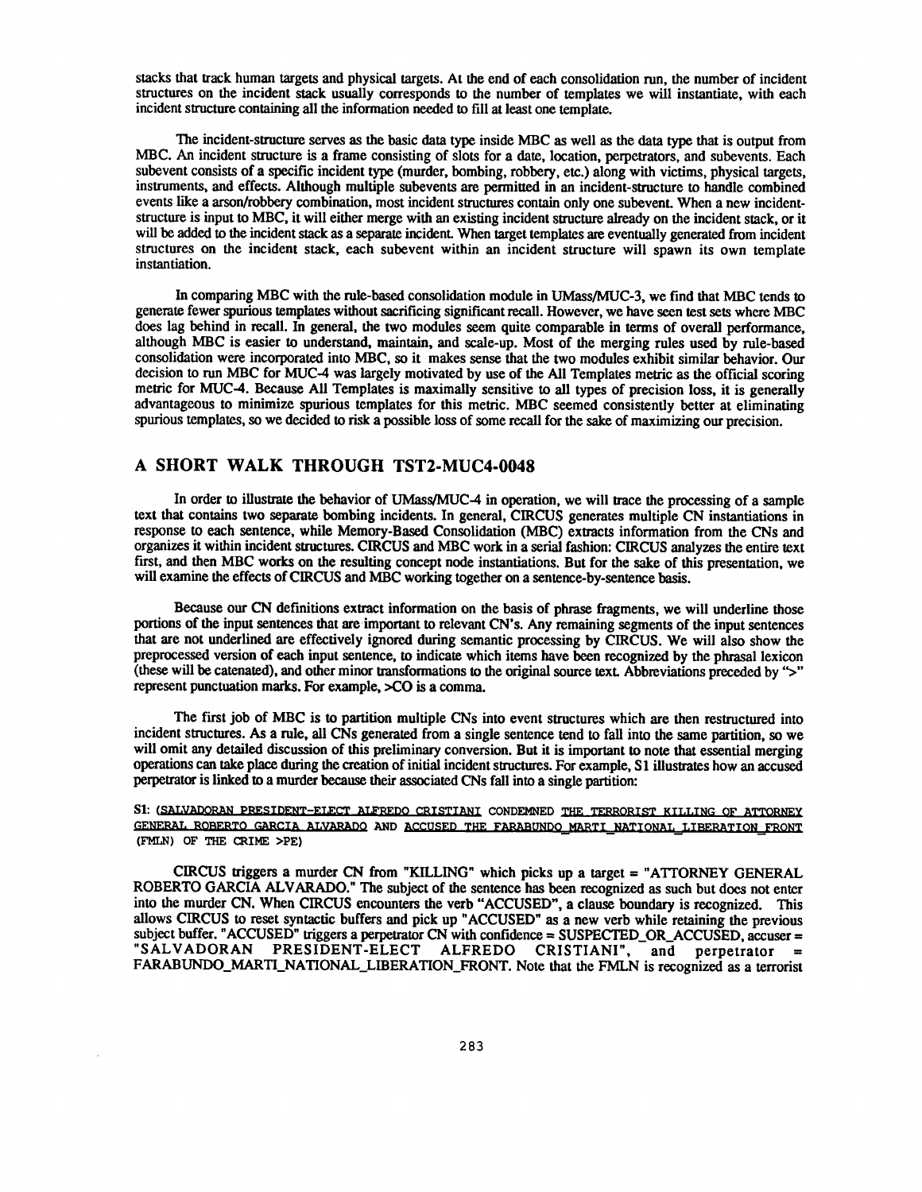stacks that track human targets and physical targets. At the end of each consolidation run, the number of incident structures on the incident stack usually corresponds to the number of templates we will instantiate, with each incident structure containing all the information needed to fill at least one template.

The incident-structure serves as the basic data type inside MBC as well as the data type that is output from MBC. An incident structure is a frame consisting of slots for a date, location, perpetrators, and subevents. Each subevent consists of a specific incident type (murder, bombing, robbery, etc.) along with victims, physical targets, instruments, and effects. Although multiple subevents are permitted in an incident-structure to handle combined events like a arson/robbery combination, most incident structures contain only one subevent. When a new incident-structure is input to MBC, it will either merge with an existing incident structure already on the incident stack, or it will be added to the incident stack as a separate incident. When target templates are eventually generated from incident structures on the incident stack, each subevent within an incident structure will spawn its own template instantiation.

In comparing MBC with the rule-based consolidation module in UMass/MUC-3, we find that MBC tends to generate fewer spurious templates without sacrificing significant recall. However, we have seen test sets where MBC does lag behind in recall. In general, the two modules seem quite comparable in terms of overall performance, although MBC is easier to understand, maintain, and scale-up. Most of the merging rules used by rule-based consolidation were incorporated into MBC, so it makes sense that the two modules exhibit similar behavior. Our decision to run MBC for MUC-4 was largely motivated by use of the All Templates metric as the official scoring metric for MUC-4. Because All Templates is maximally sensitive to all types of precision loss, it is generally advantageous to minimize spurious templates for this metric. MBC seemed consistently better at eliminating spurious templates, so we decided to risk a possible loss of some recall for the sake of maximizing our precision.

## A SHORT WALK THROUGH TST2-MUC4-0048

In order to illustrate the behavior of UMass/MUC-4 in operation, we will trace the processing of a sample text that contains two separate bombing incidents. In general, CIRCUS generates multiple CN instantiations in response to each sentence, while Memory-Based Consolidation (MBC) extracts information from the CNs and organizes it within incident structures. CIRCUS and MBC work in a serial fashion: CIRCUS analyzes the entire text first, and then MBC works on the resulting concept node instantiations. But for the sake of this presentation, we will examine the effects of CIRCUS and MBC working together on a sentence-by-sentence basis.

Because our CN definitions extract information on the basis of phrase fragments, we will underline those portions of the input sentences that are important to relevant CN's. Any remaining segments of the input sentences that are not underlined are effectively ignored during semantic processing by CIRCUS. We will also show the preprocessed version of each input sentence, to indicate which items have been recognized by the phrasal lexicon (these will be catenated), and other minor transformations to the original source text. Abbreviations preceded by ">" represent punctuation marks. For example, >CO is a comma.

The first job of MBC is to partition multiple CNs into event structures which are then restructured into incident structures. As a rule, all CNs generated from a single sentence tend to fall into the same partition, so we will omit any detailed discussion of this preliminary conversion. But it is important to note that essential merging operations can take place during the creation of initial incident structures. For example, S1 illustrates how an accused perpetrator is linked to a murder because their associated CNs fall into a single partition:

S1: (<u>SALVADORAN PRESIDENT-ELECT ALFREDO CRISTIANI</u> CONDEMNED <u>THE TERRORIST KILLING OF ATTORNEY GENERAL ROBERTO GARCIA ALVARADO</u> AND <u>ACCUSED THE FARABUNDO_MARTI_NATIONAL_LIBERATION_FRONT</u> (FMLN) OF THE CRIME >PE)

CIRCUS triggers a murder CN from "KILLING" which picks up a target = "ATTORNEY GENERAL ROBERTO GARCIA ALVARADO." The subject of the sentence has been recognized as such but does not enter into the murder CN. When CIRCUS encounters the verb "ACCUSED", a clause boundary is recognized. This allows CIRCUS to reset syntactic buffers and pick up "ACCUSED" as a new verb while retaining the previous subject buffer. "ACCUSED" triggers a perpetrator CN with confidence = SUSPECTED_OR_ACCUSED, accuser = "SALVADORAN PRESIDENT-ELECT ALFREDO CRISTIANI", and perpetrator = FARABUNDO_MARTI_NATIONAL_LIBERATION_FRONT. Note that the FMLN is recognized as a terrorist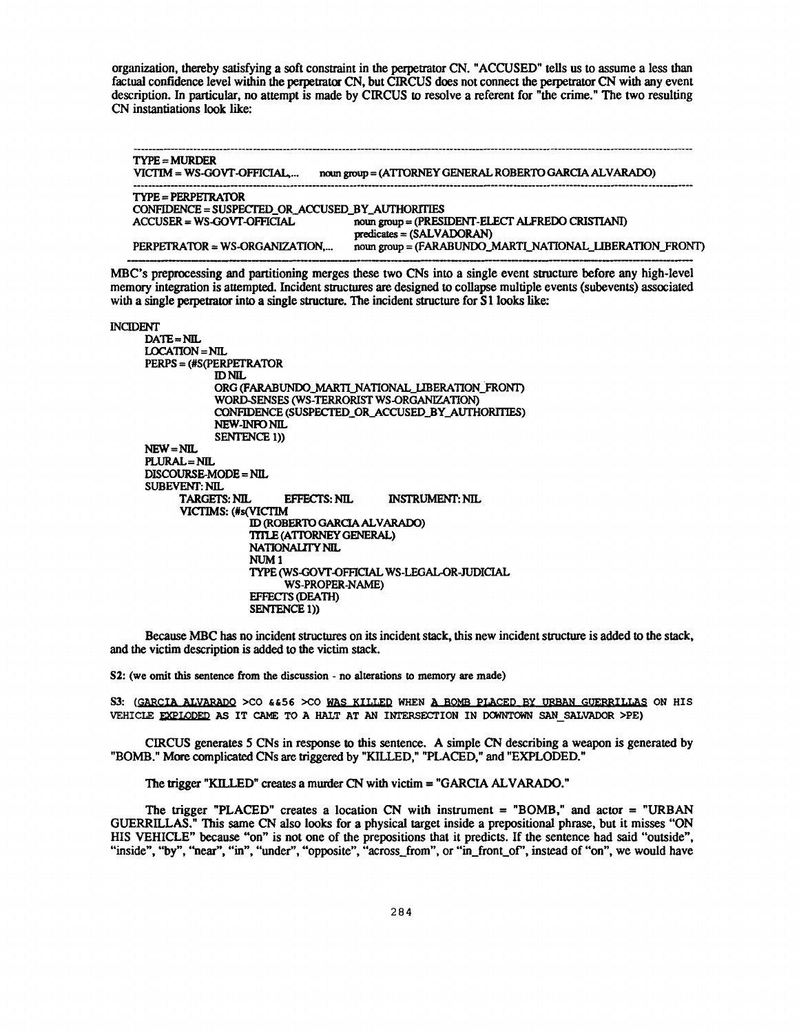organization, thereby satisfying a soft constraint in the perpetrator CN. "ACCUSED" tells us to assume a less than factual confidence level within the perpetrator CN, but CIRCUS does not connect the perpetrator CN with any event description. In particular, no attempt is made by CIRCUS to resolve a referent for "the crime." The two resulting CN instantiations look like:

```
------------------------------------------------------------------------------------------------
TYPE = MURDER
VICTIM = WS-GOVT-OFFICIAL,...      noun group = (ATTORNEY GENERAL ROBERTO GARCIA ALVARADO)
------------------------------------------------------------------------------------------------
TYPE = PERPETRATOR
CONFIDENCE = SUSPECTED_OR_ACCUSED_BY_AUTHORITIES
ACCUSER = WS-GOVT-OFFICIAL           noun group = (PRESIDENT-ELECT ALFREDO CRISTIANI)
                                     predicates = (SALVADORAN)
PERPETRATOR = WS-ORGANIZATION,...    noun group = (FARABUNDO_MARTI_NATIONAL_LIBERATION_FRONT)
------------------------------------------------------------------------------------------------
```

MBC's preprocessing and partitioning merges these two CNs into a single event structure before any high-level memory integration is attempted. Incident structures are designed to collapse multiple events (subevents) associated with a single perpetrator into a single structure. The incident structure for S1 looks like:

```
INCIDENT
     DATE = NIL
     LOCATION = NIL
     PERPS = (#S(PERPETRATOR
               ID NIL
               ORG (FARABUNDO_MARTI_NATIONAL_LIBERATION_FRONT)
               WORD-SENSES (WS-TERRORIST WS-ORGANIZATION)
               CONFIDENCE (SUSPECTED_OR_ACCUSED_BY_AUTHORITIES)
               NEW-INFO NIL
               SENTENCE 1))
     NEW = NIL
     PLURAL = NIL
     DISCOURSE-MODE = NIL
     SUBEVENT: NIL
          TARGETS: NIL      EFFECTS: NIL      INSTRUMENT: NIL
          VICTIMS: (#s(VICTIM
                    ID (ROBERTO GARCIA ALVARADO)
                    TITLE (ATTORNEY GENERAL)
                    NATIONALITY NIL
                    NUM 1
                    TYPE (WS-GOVT-OFFICIAL WS-LEGAL-OR-JUDICIAL
                         WS-PROPER-NAME)
                    EFFECTS (DEATH)
                    SENTENCE 1))
```

Because MBC has no incident structures on its incident stack, this new incident structure is added to the stack, and the victim description is added to the victim stack.

S2: (we omit this sentence from the discussion - no alterations to memory are made)

S3: (GARCIA ALVARADO >CO &&56 >CO WAS KILLED WHEN A BOMB PLACED BY URBAN GUERRILLAS ON HIS VEHICLE EXPLODED AS IT CAME TO A HALT AT AN INTERSECTION IN DOWNTOWN SAN_SALVADOR >PE)

CIRCUS generates 5 CNs in response to this sentence. A simple CN describing a weapon is generated by "BOMB." More complicated CNs are triggered by "KILLED," "PLACED," and "EXPLODED."

The trigger "KILLED" creates a murder CN with victim = "GARCIA ALVARADO."

The trigger "PLACED" creates a location CN with instrument = "BOMB," and actor = "URBAN GUERRILLAS." This same CN also looks for a physical target inside a prepositional phrase, but it misses "ON HIS VEHICLE" because "on" is not one of the prepositions that it predicts. If the sentence had said "outside", "inside", "by", "near", "in", "under", "opposite", "across_from", or "in_front_of", instead of "on", we would have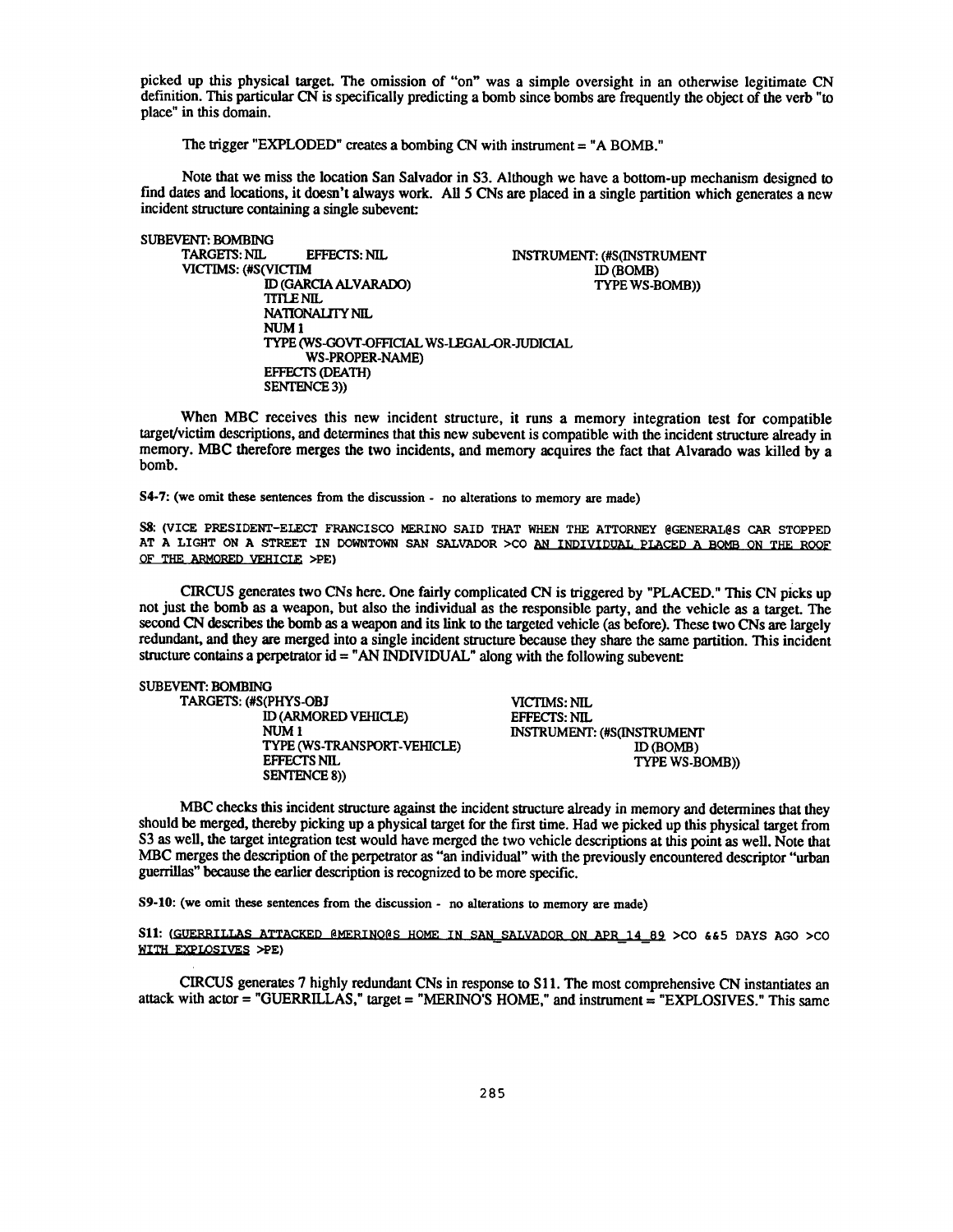picked up this physical target. The omission of "on" was a simple oversight in an otherwise legitimate CN definition. This particular CN is specifically predicting a bomb since bombs are frequently the object of the verb "to place" in this domain.

The trigger "EXPLODED" creates a bombing CN with instrument = "A BOMB."

Note that we miss the location San Salvador in S3. Although we have a bottom-up mechanism designed to find dates and locations, it doesn't always work. All 5 CNs are placed in a single partition which generates a new incident structure containing a single subevent:

```
SUBEVENT: BOMBING
    TARGETS: NIL      EFFECTS: NIL              INSTRUMENT: (#S(INSTRUMENT
    VICTIMS: (#S(VICTIM                                      ID (BOMB)
              ID (GARCIA ALVARADO)                           TYPE WS-BOMB))
              TITLE NIL
              NATIONALITY NIL
              NUM 1
              TYPE (WS-GOVT-OFFICIAL WS-LEGAL-OR-JUDICIAL
                    WS-PROPER-NAME)
              EFFECTS (DEATH)
              SENTENCE 3))
```

When MBC receives this new incident structure, it runs a memory integration test for compatible target/victim descriptions, and determines that this new subevent is compatible with the incident structure already in memory. MBC therefore merges the two incidents, and memory acquires the fact that Alvarado was killed by a bomb.

**S4-7:** (we omit these sentences from the discussion - no alterations to memory are made)

**S8:** (VICE PRESIDENT-ELECT FRANCISCO MERINO SAID THAT WHEN THE ATTORNEY @GENERAL@S CAR STOPPED AT A LIGHT ON A STREET IN DOWNTOWN SAN SALVADOR >CO AN INDIVIDUAL PLACED A BOMB ON THE ROOF OF THE ARMORED VEHICLE >PE)

CIRCUS generates two CNs here. One fairly complicated CN is triggered by "PLACED." This CN picks up not just the bomb as a weapon, but also the individual as the responsible party, and the vehicle as a target. The second CN describes the bomb as a weapon and its link to the targeted vehicle (as before). These two CNs are largely redundant, and they are merged into a single incident structure because they share the same partition. This incident structure contains a perpetrator id = "AN INDIVIDUAL" along with the following subevent:

```
SUBEVENT: BOMBING
    TARGETS: (#S(PHYS-OBJ                        VICTIMS: NIL
              ID (ARMORED VEHICLE)               EFFECTS: NIL
              NUM 1                              INSTRUMENT: (#S(INSTRUMENT
              TYPE (WS-TRANSPORT-VEHICLE)                     ID (BOMB)
              EFFECTS NIL                                     TYPE WS-BOMB))
              SENTENCE 8))
```

MBC checks this incident structure against the incident structure already in memory and determines that they should be merged, thereby picking up a physical target for the first time. Had we picked up this physical target from S3 as well, the target integration test would have merged the two vehicle descriptions at this point as well. Note that MBC merges the description of the perpetrator as "an individual" with the previously encountered descriptor "urban guerrillas" because the earlier description is recognized to be more specific.

**S9-10:** (we omit these sentences from the discussion - no alterations to memory are made)

**S11:** (GUERRILLAS ATTACKED @MERINO@S HOME IN SAN_SALVADOR ON APR_14_89 >CO &&5 DAYS AGO >CO WITH EXPLOSIVES >PE)

CIRCUS generates 7 highly redundant CNs in response to S11. The most comprehensive CN instantiates an attack with actor = "GUERRILLAS," target = "MERINO'S HOME," and instrument = "EXPLOSIVES." This same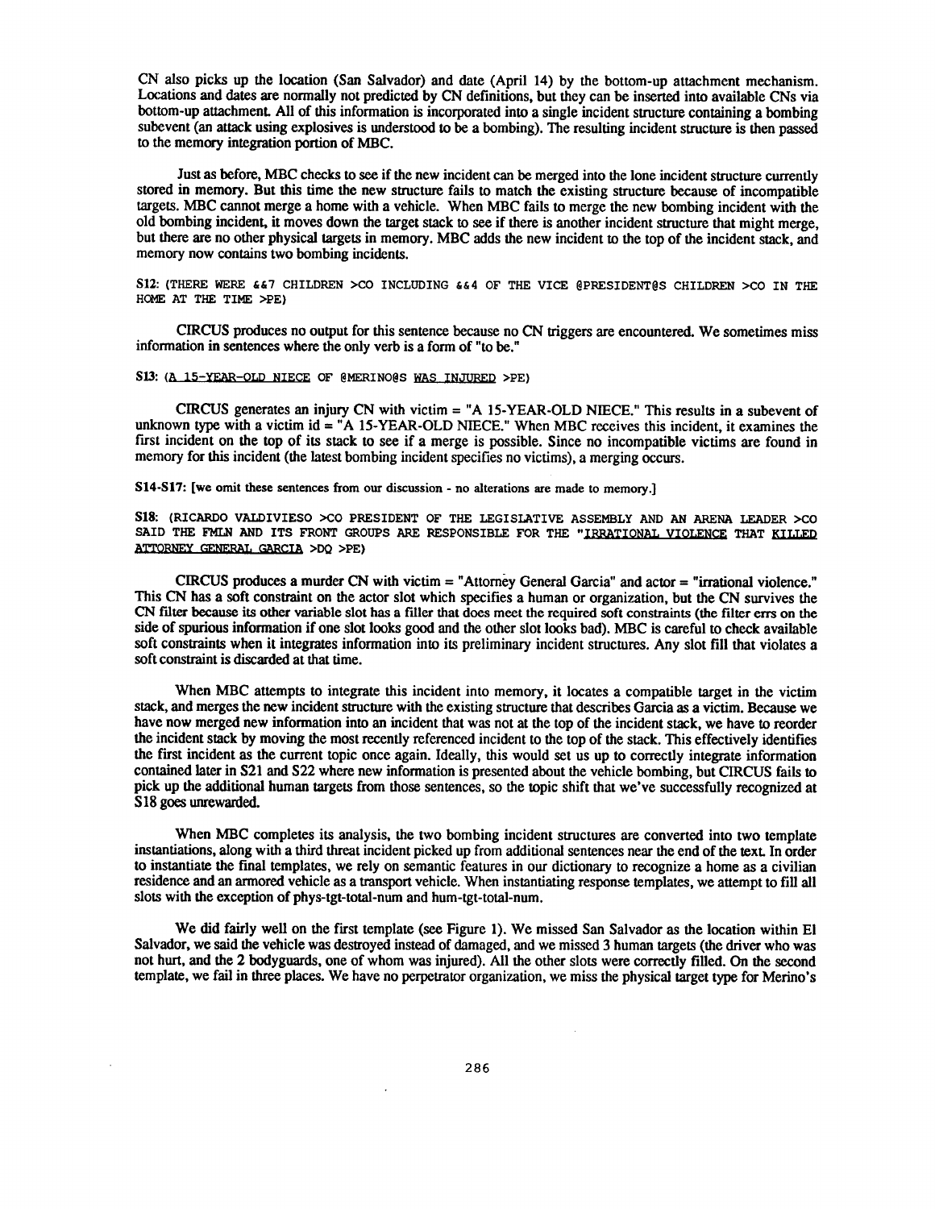CN also picks up the location (San Salvador) and date (April 14) by the bottom-up attachment mechanism. Locations and dates are normally not predicted by CN definitions, but they can be inserted into available CNs via bottom-up attachment. All of this information is incorporated into a single incident structure containing a bombing subevent (an attack using explosives is understood to be a bombing). The resulting incident structure is then passed to the memory integration portion of MBC.

Just as before, MBC checks to see if the new incident can be merged into the lone incident structure currently stored in memory. But this time the new structure fails to match the existing structure because of incompatible targets. MBC cannot merge a home with a vehicle. When MBC fails to merge the new bombing incident with the old bombing incident, it moves down the target stack to see if there is another incident structure that might merge, but there are no other physical targets in memory. MBC adds the new incident to the top of the incident stack, and memory now contains two bombing incidents.

**S12:** (THERE WERE &&7 CHILDREN >CO INCLUDING &&4 OF THE VICE @PRESIDENT@S CHILDREN >CO IN THE HOME AT THE TIME >PE)

CIRCUS produces no output for this sentence because no CN triggers are encountered. We sometimes miss information in sentences where the only verb is a form of "to be."

**S13:** (A 15-YEAR-OLD NIECE OF @MERINO@S WAS INJURED >PE)

CIRCUS generates an injury CN with victim = "A 15-YEAR-OLD NIECE." This results in a subevent of unknown type with a victim id = "A 15-YEAR-OLD NIECE." When MBC receives this incident, it examines the first incident on the top of its stack to see if a merge is possible. Since no incompatible victims are found in memory for this incident (the latest bombing incident specifies no victims), a merging occurs.

**S14-S17:** [we omit these sentences from our discussion - no alterations are made to memory.]

**S18:** (RICARDO VALDIVIESO >CO PRESIDENT OF THE LEGISLATIVE ASSEMBLY AND AN ARENA LEADER >CO SAID THE FMLN AND ITS FRONT GROUPS ARE RESPONSIBLE FOR THE "IRRATIONAL VIOLENCE THAT KILLED ATTORNEY GENERAL GARCIA >DQ >PE)

CIRCUS produces a murder CN with victim = "Attorney General Garcia" and actor = "irrational violence." This CN has a soft constraint on the actor slot which specifies a human or organization, but the CN survives the CN filter because its other variable slot has a filler that does meet the required soft constraints (the filter errs on the side of spurious information if one slot looks good and the other slot looks bad). MBC is careful to check available soft constraints when it integrates information into its preliminary incident structures. Any slot fill that violates a soft constraint is discarded at that time.

When MBC attempts to integrate this incident into memory, it locates a compatible target in the victim stack, and merges the new incident structure with the existing structure that describes Garcia as a victim. Because we have now merged new information into an incident that was not at the top of the incident stack, we have to reorder the incident stack by moving the most recently referenced incident to the top of the stack. This effectively identifies the first incident as the current topic once again. Ideally, this would set us up to correctly integrate information contained later in S21 and S22 where new information is presented about the vehicle bombing, but CIRCUS fails to pick up the additional human targets from those sentences, so the topic shift that we've successfully recognized at S18 goes unrewarded.

When MBC completes its analysis, the two bombing incident structures are converted into two template instantiations, along with a third threat incident picked up from additional sentences near the end of the text. In order to instantiate the final templates, we rely on semantic features in our dictionary to recognize a home as a civilian residence and an armored vehicle as a transport vehicle. When instantiating response templates, we attempt to fill all slots with the exception of phys-tgt-total-num and hum-tgt-total-num.

We did fairly well on the first template (see Figure 1). We missed San Salvador as the location within El Salvador, we said the vehicle was destroyed instead of damaged, and we missed 3 human targets (the driver who was not hurt, and the 2 bodyguards, one of whom was injured). All the other slots were correctly filled. On the second template, we fail in three places. We have no perpetrator organization, we miss the physical target type for Merino's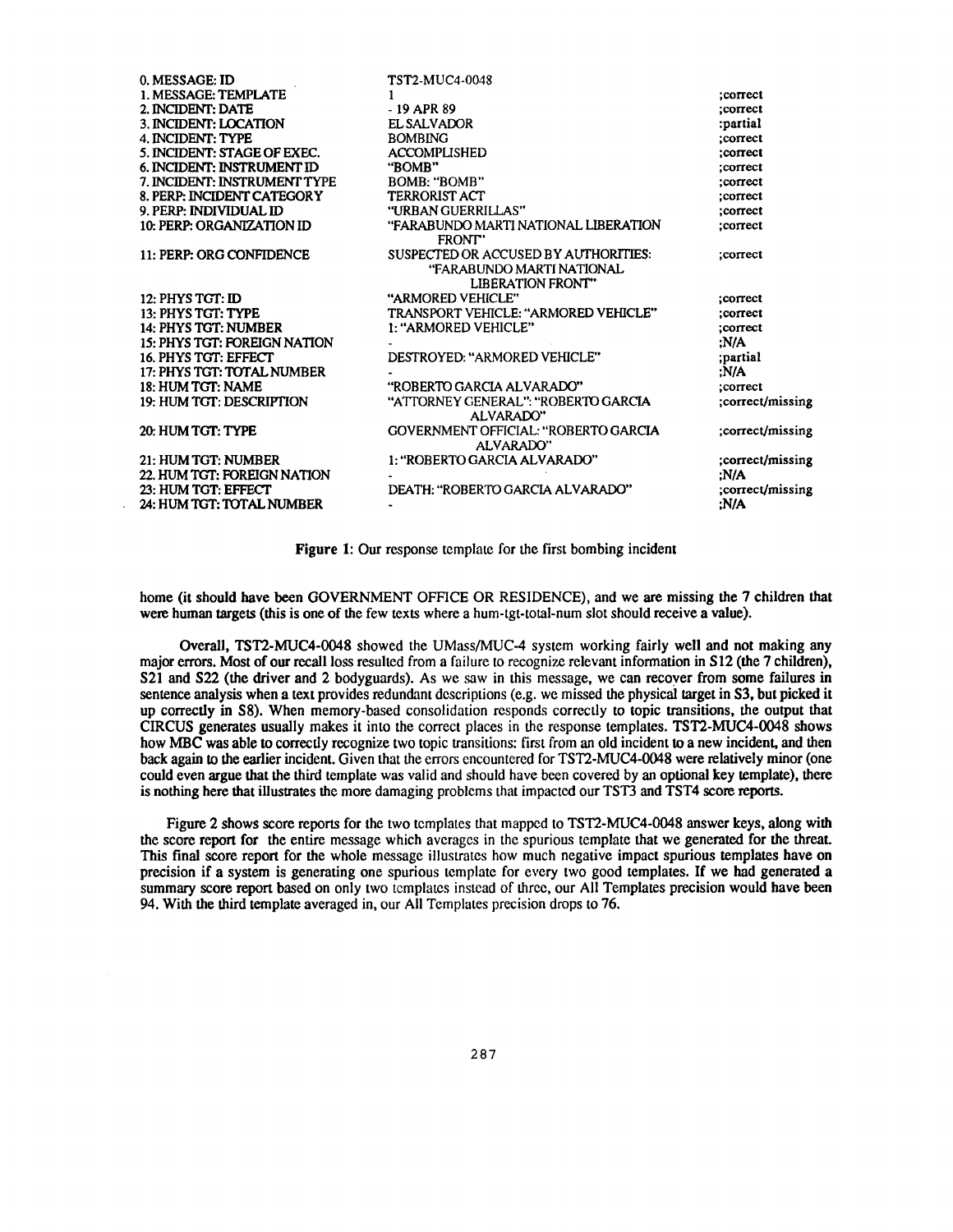| | | |
|---|---|---|
| 0. MESSAGE: ID | TST2-MUC4-0048 | |
| 1. MESSAGE: TEMPLATE | 1 | ;correct |
| 2. INCIDENT: DATE | - 19 APR 89 | ;correct |
| 3. INCIDENT: LOCATION | EL SALVADOR | ;partial |
| 4. INCIDENT: TYPE | BOMBING | ;correct |
| 5. INCIDENT: STAGE OF EXEC. | ACCOMPLISHED | ;correct |
| 6. INCIDENT: INSTRUMENT ID | "BOMB" | ;correct |
| 7. INCIDENT: INSTRUMENT TYPE | BOMB: "BOMB" | ;correct |
| 8. PERP: INCIDENT CATEGORY | TERRORIST ACT | ;correct |
| 9. PERP: INDIVIDUAL ID | "URBAN GUERRILLAS" | ;correct |
| 10: PERP: ORGANIZATION ID | "FARABUNDO MARTI NATIONAL LIBERATION FRONT" | ;correct |
| 11: PERP: ORG CONFIDENCE | SUSPECTED OR ACCUSED BY AUTHORITIES: "FARABUNDO MARTI NATIONAL LIBERATION FRONT" | ;correct |
| 12: PHYS TGT: ID | "ARMORED VEHICLE" | ;correct |
| 13: PHYS TGT: TYPE | TRANSPORT VEHICLE: "ARMORED VEHICLE" | ;correct |
| 14: PHYS TGT: NUMBER | 1: "ARMORED VEHICLE" | ;correct |
| 15: PHYS TGT: FOREIGN NATION | - | ;N/A |
| 16. PHYS TGT: EFFECT | DESTROYED: "ARMORED VEHICLE" | ;partial |
| 17: PHYS TGT: TOTAL NUMBER | - | ;N/A |
| 18: HUM TGT: NAME | "ROBERTO GARCIA ALVARADO" | ;correct |
| 19: HUM TGT: DESCRIPTION | "ATTORNEY GENERAL": "ROBERTO GARCIA ALVARADO" | ;correct/missing |
| 20: HUM TGT: TYPE | GOVERNMENT OFFICIAL: "ROBERTO GARCIA ALVARADO" | ;correct/missing |
| 21: HUM TGT: NUMBER | 1: "ROBERTO GARCIA ALVARADO" | ;correct/missing |
| 22. HUM TGT: FOREIGN NATION | - | ;N/A |
| 23: HUM TGT: EFFECT | DEATH: "ROBERTO GARCIA ALVARADO" | ;correct/missing |
| 24: HUM TGT: TOTAL NUMBER | - | ;N/A |

**Figure 1**: Our response template for the first bombing incident

home (it should have been GOVERNMENT OFFICE OR RESIDENCE), and we are missing the 7 children that were human targets (this is one of the few texts where a hum-tgt-total-num slot should receive a value).

Overall, TST2-MUC4-0048 showed the UMass/MUC-4 system working fairly well and not making any major errors. Most of our recall loss resulted from a failure to recognize relevant information in S12 (the 7 children), S21 and S22 (the driver and 2 bodyguards). As we saw in this message, we can recover from some failures in sentence analysis when a text provides redundant descriptions (e.g. we missed the physical target in S3, but picked it up correctly in S8). When memory-based consolidation responds correctly to topic transitions, the output that CIRCUS generates usually makes it into the correct places in the response templates. TST2-MUC4-0048 shows how MBC was able to correctly recognize two topic transitions: first from an old incident to a new incident, and then back again to the earlier incident. Given that the errors encountered for TST2-MUC4-0048 were relatively minor (one could even argue that the third template was valid and should have been covered by an optional key template), there is nothing here that illustrates the more damaging problems that impacted our TST3 and TST4 score reports.

Figure 2 shows score reports for the two templates that mapped to TST2-MUC4-0048 answer keys, along with the score report for the entire message which averages in the spurious template that we generated for the threat. This final score report for the whole message illustrates how much negative impact spurious templates have on precision if a system is generating one spurious template for every two good templates. If we had generated a summary score report based on only two templates instead of three, our All Templates precision would have been 94. With the third template averaged in, our All Templates precision drops to 76.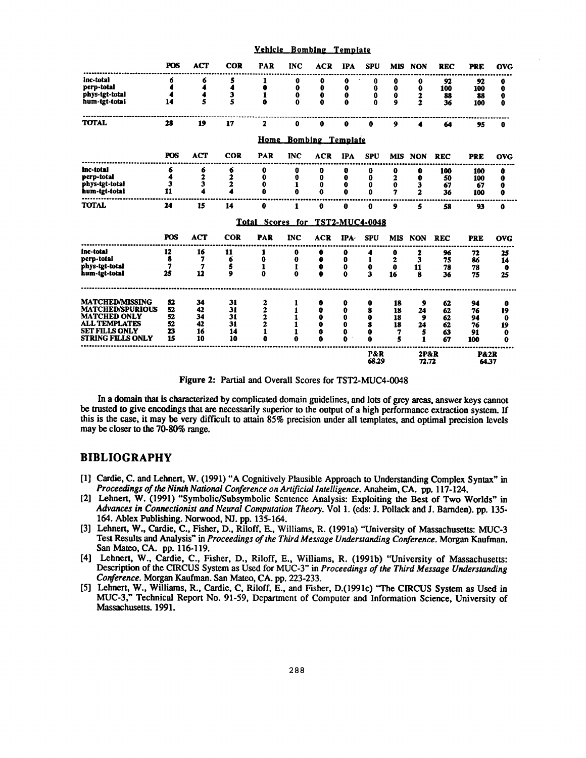### Vehicle Bombing Template

| | POS | ACT | COR | PAR | INC | ACR | IPA | SPU | MIS | NON | REC | PRE | OVG |
|---|---|---|---|---|---|---|---|---|---|---|---|---|---|
| inc-total | 6 | 6 | 5 | 1 | 0 | 0 | 0 | 0 | 0 | 0 | 92 | 92 | 0 |
| perp-total | 4 | 4 | 4 | 0 | 0 | 0 | 0 | 0 | 0 | 0 | 100 | 100 | 0 |
| phys-tgt-total | 4 | 4 | 3 | 1 | 0 | 0 | 0 | 0 | 0 | 2 | 88 | 88 | 0 |
| hum-tgt-total | 14 | 5 | 5 | 0 | 0 | 0 | 0 | 0 | 9 | 2 | 36 | 100 | 0 |
| TOTAL | 28 | 19 | 17 | 2 | 0 | 0 | 0 | 0 | 9 | 4 | 64 | 95 | 0 |

### Home Bombing Template

| | POS | ACT | COR | PAR | INC | ACR | IPA | SPU | MIS | NON | REC | PRE | OVG |
|---|---|---|---|---|---|---|---|---|---|---|---|---|---|
| inc-total | 6 | 6 | 6 | 0 | 0 | 0 | 0 | 0 | 0 | 0 | 100 | 100 | 0 |
| perp-total | 4 | 2 | 2 | 0 | 0 | 0 | 0 | 0 | 2 | 0 | 50 | 100 | 0 |
| phys-tgt-total | 3 | 3 | 2 | 0 | 1 | 0 | 0 | 0 | 0 | 3 | 67 | 67 | 0 |
| hum-tgt-total | 11 | 4 | 4 | 0 | 0 | 0 | 0 | 0 | 7 | 2 | 36 | 100 | 0 |
| TOTAL | 24 | 15 | 14 | 0 | 1 | 0 | 0 | 0 | 9 | 5 | 58 | 93 | 0 |

### Total Scores for TST2-MUC4-0048

| | POS | ACT | COR | PAR | INC | ACR | IPA | SPU | MIS | NON | REC | PRE | OVG |
|---|---|---|---|---|---|---|---|---|---|---|---|---|---|
| inc-total | 12 | 16 | 11 | 1 | 0 | 0 | 0 | 4 | 0 | 2 | 96 | 72 | 25 |
| perp-total | 8 | 7 | 6 | 0 | 0 | 0 | 0 | 1 | 2 | 3 | 75 | 86 | 14 |
| phys-tgt-total | 7 | 7 | 5 | 1 | 1 | 0 | 0 | 0 | 0 | 11 | 78 | 78 | 0 |
| hum-tgt-total | 25 | 12 | 9 | 0 | 0 | 0 | 0 | 3 | 16 | 8 | 36 | 75 | 25 |
| MATCHED/MISSING | 52 | 34 | 31 | 2 | 1 | 0 | 0 | 0 | 18 | 9 | 62 | 94 | 0 |
| MATCHED/SPURIOUS | 52 | 42 | 31 | 2 | 1 | 0 | 0 | 8 | 18 | 24 | 62 | 76 | 19 |
| MATCHED ONLY | 52 | 34 | 31 | 2 | 1 | 0 | 0 | 0 | 18 | 9 | 62 | 94 | 0 |
| ALL TEMPLATES | 52 | 42 | 31 | 2 | 1 | 0 | 0 | 8 | 18 | 24 | 62 | 76 | 19 |
| SET FILLS ONLY | 23 | 16 | 14 | 1 | 1 | 0 | 0 | 0 | 7 | 5 | 63 | 91 | 0 |
| STRING FILLS ONLY | 15 | 10 | 10 | 0 | 0 | 0 | 0 | 0 | 5 | 1 | 67 | 100 | 0 |

| P&R | 2P&R | P&2R |
|---|---|---|
| 68.29 | 72.72 | 64.37 |

**Figure 2:** Partial and Overall Scores for TST2-MUC4-0048

In a domain that is characterized by complicated domain guidelines, and lots of grey areas, answer keys cannot be trusted to give encodings that are necessarily superior to the output of a high performance extraction system. If this is the case, it may be very difficult to attain 85% precision under all templates, and optimal precision levels may be closer to the 70-80% range.

## BIBLIOGRAPHY

[1] Cardie, C. and Lehnert, W. (1991) "A Cognitively Plausible Approach to Understanding Complex Syntax" in *Proceedings of the Ninth National Conference on Artificial Intelligence*. Anaheim, CA. pp. 117-124.

[2] Lehnert, W. (1991) "Symbolic/Subsymbolic Sentence Analysis: Exploiting the Best of Two Worlds" in *Advances in Connectionist and Neural Computation Theory*. Vol 1. (eds: J. Pollack and J. Barnden). pp. 135-164. Ablex Publishing. Norwood, NJ. pp. 135-164.

[3] Lehnert, W., Cardie, C., Fisher, D., Riloff, E., Williams, R. (1991a) "University of Massachusetts: MUC-3 Test Results and Analysis" in *Proceedings of the Third Message Understanding Conference*. Morgan Kaufman. San Mateo, CA. pp. 116-119.

[4] Lehnert, W., Cardie, C., Fisher, D., Riloff, E., Williams, R. (1991b) "University of Massachusetts: Description of the CIRCUS System as Used for MUC-3" in *Proceedings of the Third Message Understanding Conference*. Morgan Kaufman. San Mateo, CA. pp. 223-233.

[5] Lehnert, W., Williams, R., Cardie, C, Riloff, E., and Fisher, D.(1991c) "The CIRCUS System as Used in MUC-3," Technical Report No. 91-59, Department of Computer and Information Science, University of Massachusetts. 1991.